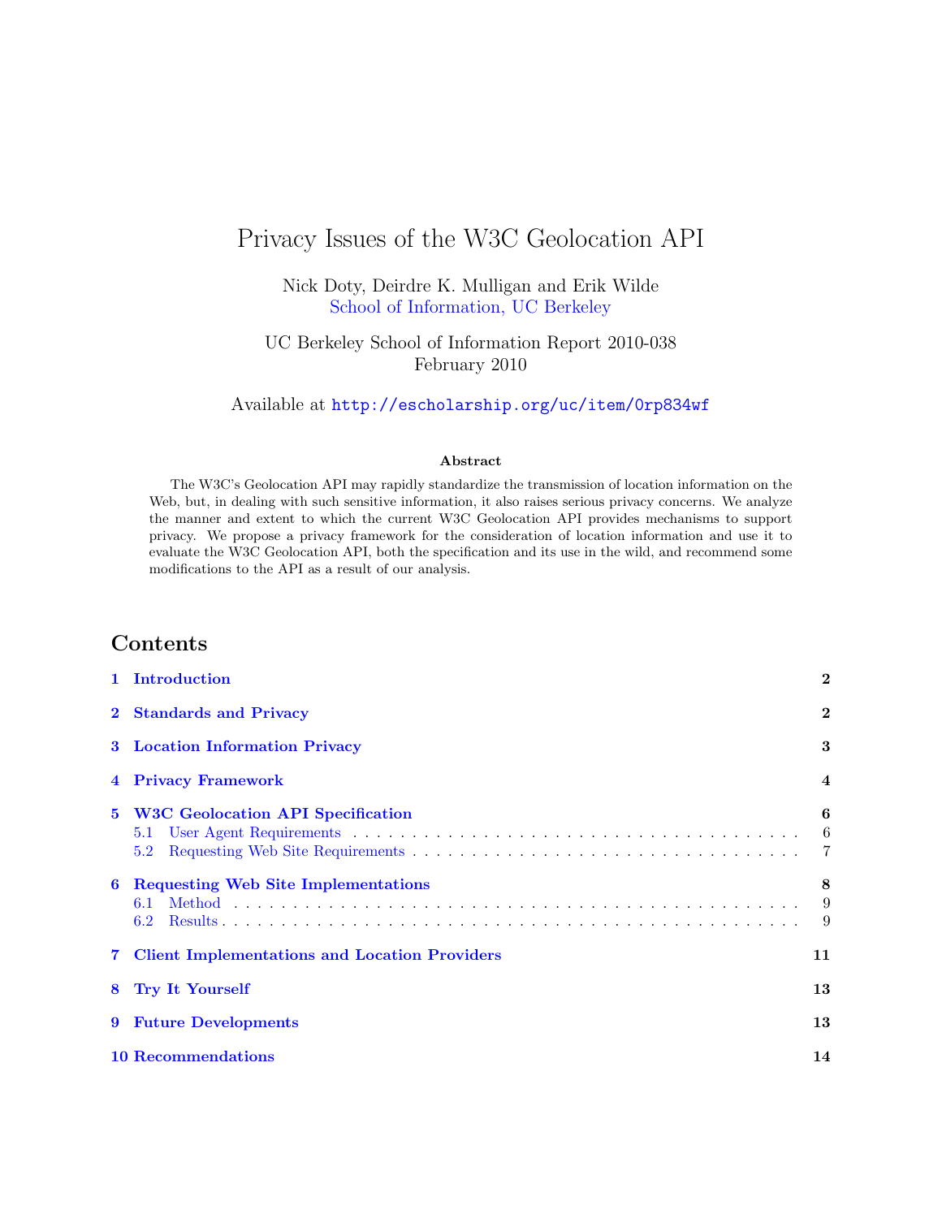# Privacy Issues of the W3C Geolocation API

Nick Doty, Deirdre K. Mulligan and Erik Wilde
School of Information, UC Berkeley

UC Berkeley School of Information Report 2010-038
February 2010

Available at http://escholarship.org/uc/item/0rp834wf

### Abstract

The W3C's Geolocation API may rapidly standardize the transmission of location information on the Web, but, in dealing with such sensitive information, it also raises serious privacy concerns. We analyze the manner and extent to which the current W3C Geolocation API provides mechanisms to support privacy. We propose a privacy framework for the consideration of location information and use it to evaluate the W3C Geolocation API, both the specification and its use in the wild, and recommend some modifications to the API as a result of our analysis.

## Contents

- 1 Introduction — 2
- 2 Standards and Privacy — 2
- 3 Location Information Privacy — 3
- 4 Privacy Framework — 4
- 5 W3C Geolocation API Specification — 6
  - 5.1 User Agent Requirements — 6
  - 5.2 Requesting Web Site Requirements — 7
- 6 Requesting Web Site Implementations — 8
  - 6.1 Method — 9
  - 6.2 Results — 9
- 7 Client Implementations and Location Providers — 11
- 8 Try It Yourself — 13
- 9 Future Developments — 13
- 10 Recommendations — 14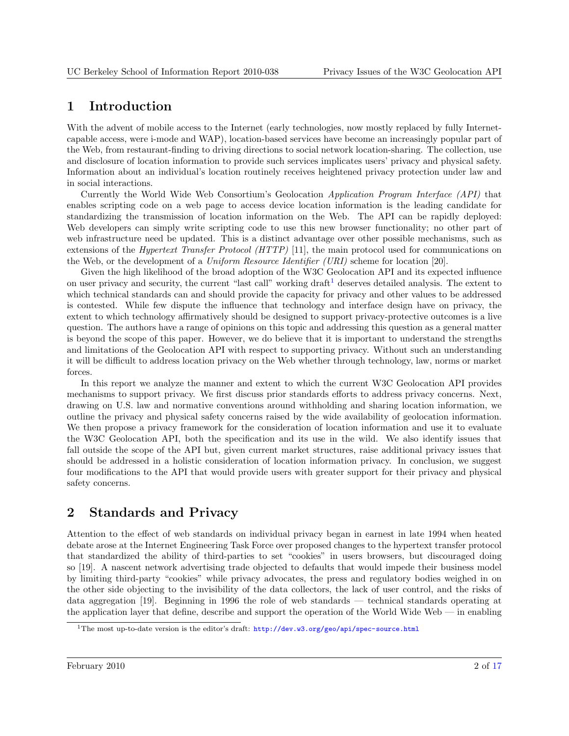# 1 Introduction

With the advent of mobile access to the Internet (early technologies, now mostly replaced by fully Internet-capable access, were i-mode and WAP), location-based services have become an increasingly popular part of the Web, from restaurant-finding to driving directions to social network location-sharing. The collection, use and disclosure of location information to provide such services implicates users' privacy and physical safety. Information about an individual's location routinely receives heightened privacy protection under law and in social interactions.

Currently the World Wide Web Consortium's Geolocation *Application Program Interface (API)* that enables scripting code on a web page to access device location information is the leading candidate for standardizing the transmission of location information on the Web. The API can be rapidly deployed: Web developers can simply write scripting code to use this new browser functionality; no other part of web infrastructure need be updated. This is a distinct advantage over other possible mechanisms, such as extensions of the *Hypertext Transfer Protocol (HTTP)* [11], the main protocol used for communications on the Web, or the development of a *Uniform Resource Identifier (URI)* scheme for location [20].

Given the high likelihood of the broad adoption of the W3C Geolocation API and its expected influence on user privacy and security, the current "last call" working draft[1] deserves detailed analysis. The extent to which technical standards can and should provide the capacity for privacy and other values to be addressed is contested. While few dispute the influence that technology and interface design have on privacy, the extent to which technology affirmatively should be designed to support privacy-protective outcomes is a live question. The authors have a range of opinions on this topic and addressing this question as a general matter is beyond the scope of this paper. However, we do believe that it is important to understand the strengths and limitations of the Geolocation API with respect to supporting privacy. Without such an understanding it will be difficult to address location privacy on the Web whether through technology, law, norms or market forces.

In this report we analyze the manner and extent to which the current W3C Geolocation API provides mechanisms to support privacy. We first discuss prior standards efforts to address privacy concerns. Next, drawing on U.S. law and normative conventions around withholding and sharing location information, we outline the privacy and physical safety concerns raised by the wide availability of geolocation information. We then propose a privacy framework for the consideration of location information and use it to evaluate the W3C Geolocation API, both the specification and its use in the wild. We also identify issues that fall outside the scope of the API but, given current market structures, raise additional privacy issues that should be addressed in a holistic consideration of location information privacy. In conclusion, we suggest four modifications to the API that would provide users with greater support for their privacy and physical safety concerns.

# 2 Standards and Privacy

Attention to the effect of web standards on individual privacy began in earnest in late 1994 when heated debate arose at the Internet Engineering Task Force over proposed changes to the hypertext transfer protocol that standardized the ability of third-parties to set "cookies" in users browsers, but discouraged doing so [19]. A nascent network advertising trade objected to defaults that would impede their business model by limiting third-party "cookies" while privacy advocates, the press and regulatory bodies weighed in on the other side objecting to the invisibility of the data collectors, the lack of user control, and the risks of data aggregation [19]. Beginning in 1996 the role of web standards — technical standards operating at the application layer that define, describe and support the operation of the World Wide Web — in enabling

[1] The most up-to-date version is the editor's draft: http://dev.w3.org/geo/api/spec-source.html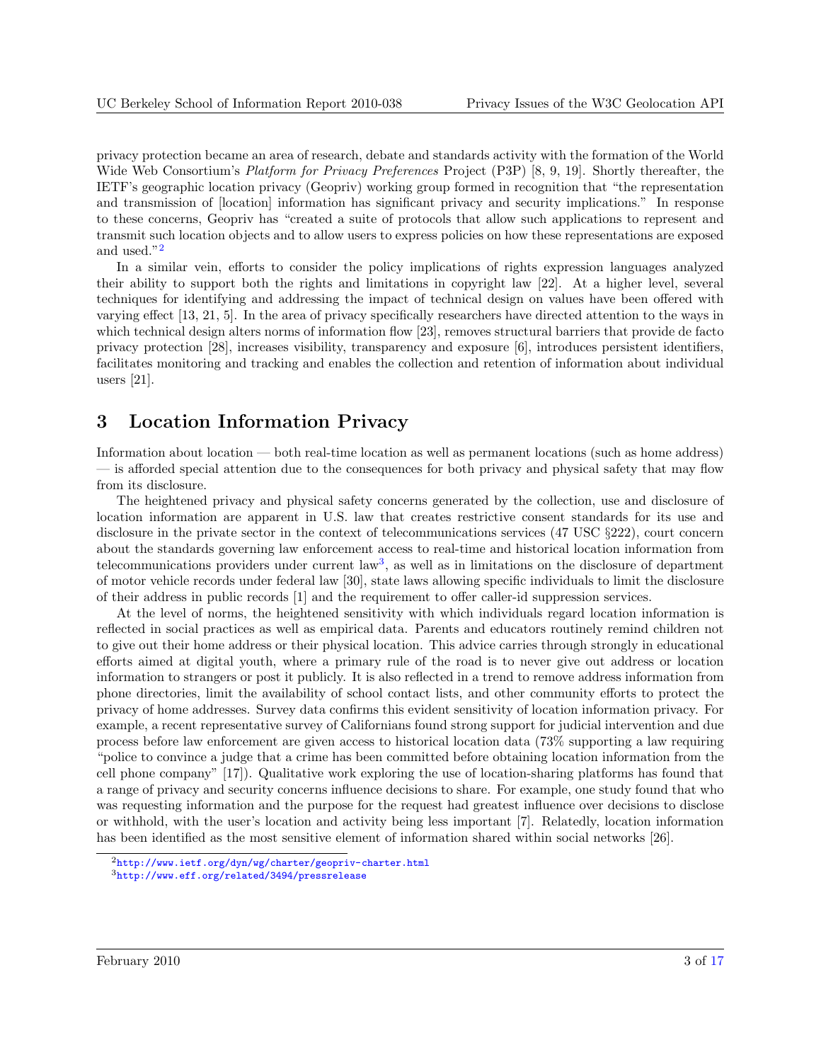privacy protection became an area of research, debate and standards activity with the formation of the World Wide Web Consortium's *Platform for Privacy Preferences* Project (P3P) [8, 9, 19]. Shortly thereafter, the IETF's geographic location privacy (Geopriv) working group formed in recognition that "the representation and transmission of [location] information has significant privacy and security implications." In response to these concerns, Geopriv has "created a suite of protocols that allow such applications to represent and transmit such location objects and to allow users to express policies on how these representations are exposed and used."[2]

In a similar vein, efforts to consider the policy implications of rights expression languages analyzed their ability to support both the rights and limitations in copyright law [22]. At a higher level, several techniques for identifying and addressing the impact of technical design on values have been offered with varying effect [13, 21, 5]. In the area of privacy specifically researchers have directed attention to the ways in which technical design alters norms of information flow [23], removes structural barriers that provide de facto privacy protection [28], increases visibility, transparency and exposure [6], introduces persistent identifiers, facilitates monitoring and tracking and enables the collection and retention of information about individual users [21].

## 3 Location Information Privacy

Information about location — both real-time location as well as permanent locations (such as home address) — is afforded special attention due to the consequences for both privacy and physical safety that may flow from its disclosure.

The heightened privacy and physical safety concerns generated by the collection, use and disclosure of location information are apparent in U.S. law that creates restrictive consent standards for its use and disclosure in the private sector in the context of telecommunications services (47 USC §222), court concern about the standards governing law enforcement access to real-time and historical location information from telecommunications providers under current law[3], as well as in limitations on the disclosure of department of motor vehicle records under federal law [30], state laws allowing specific individuals to limit the disclosure of their address in public records [1] and the requirement to offer caller-id suppression services.

At the level of norms, the heightened sensitivity with which individuals regard location information is reflected in social practices as well as empirical data. Parents and educators routinely remind children not to give out their home address or their physical location. This advice carries through strongly in educational efforts aimed at digital youth, where a primary rule of the road is to never give out address or location information to strangers or post it publicly. It is also reflected in a trend to remove address information from phone directories, limit the availability of school contact lists, and other community efforts to protect the privacy of home addresses. Survey data confirms this evident sensitivity of location information privacy. For example, a recent representative survey of Californians found strong support for judicial intervention and due process before law enforcement are given access to historical location data (73% supporting a law requiring "police to convince a judge that a crime has been committed before obtaining location information from the cell phone company" [17]). Qualitative work exploring the use of location-sharing platforms has found that a range of privacy and security concerns influence decisions to share. For example, one study found that who was requesting information and the purpose for the request had greatest influence over decisions to disclose or withhold, with the user's location and activity being less important [7]. Relatedly, location information has been identified as the most sensitive element of information shared within social networks [26].

[2] http://www.ietf.org/dyn/wg/charter/geopriv-charter.html

[3] http://www.eff.org/related/3494/pressrelease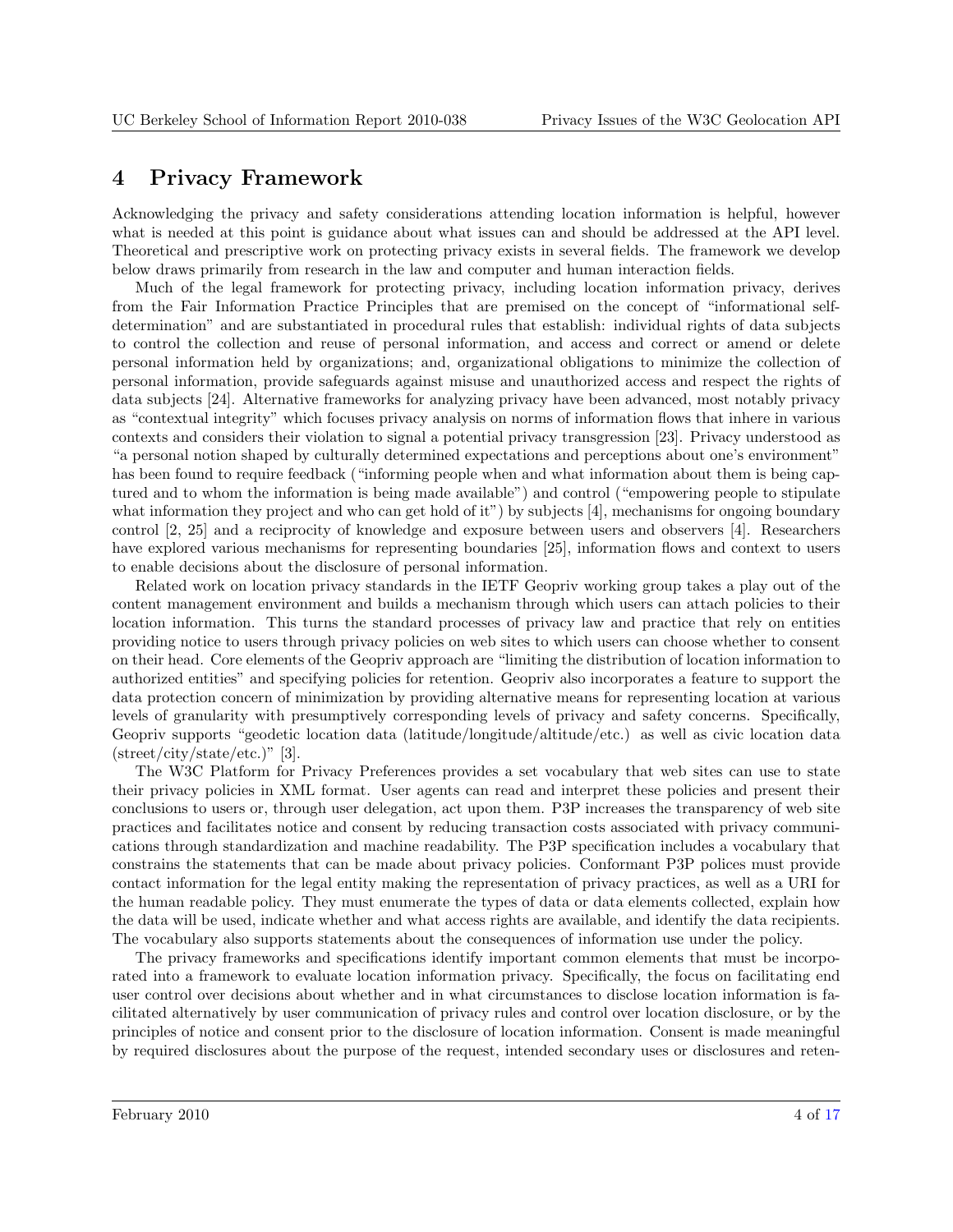# 4 Privacy Framework

Acknowledging the privacy and safety considerations attending location information is helpful, however what is needed at this point is guidance about what issues can and should be addressed at the API level. Theoretical and prescriptive work on protecting privacy exists in several fields. The framework we develop below draws primarily from research in the law and computer and human interaction fields.

Much of the legal framework for protecting privacy, including location information privacy, derives from the Fair Information Practice Principles that are premised on the concept of "informational self-determination" and are substantiated in procedural rules that establish: individual rights of data subjects to control the collection and reuse of personal information, and access and correct or amend or delete personal information held by organizations; and, organizational obligations to minimize the collection of personal information, provide safeguards against misuse and unauthorized access and respect the rights of data subjects [24]. Alternative frameworks for analyzing privacy have been advanced, most notably privacy as "contextual integrity" which focuses privacy analysis on norms of information flows that inhere in various contexts and considers their violation to signal a potential privacy transgression [23]. Privacy understood as "a personal notion shaped by culturally determined expectations and perceptions about one's environment" has been found to require feedback ("informing people when and what information about them is being captured and to whom the information is being made available") and control ("empowering people to stipulate what information they project and who can get hold of it") by subjects [4], mechanisms for ongoing boundary control [2, 25] and a reciprocity of knowledge and exposure between users and observers [4]. Researchers have explored various mechanisms for representing boundaries [25], information flows and context to users to enable decisions about the disclosure of personal information.

Related work on location privacy standards in the IETF Geopriv working group takes a play out of the content management environment and builds a mechanism through which users can attach policies to their location information. This turns the standard processes of privacy law and practice that rely on entities providing notice to users through privacy policies on web sites to which users can choose whether to consent on their head. Core elements of the Geopriv approach are "limiting the distribution of location information to authorized entities" and specifying policies for retention. Geopriv also incorporates a feature to support the data protection concern of minimization by providing alternative means for representing location at various levels of granularity with presumptively corresponding levels of privacy and safety concerns. Specifically, Geopriv supports "geodetic location data (latitude/longitude/altitude/etc.) as well as civic location data (street/city/state/etc.)" [3].

The W3C Platform for Privacy Preferences provides a set vocabulary that web sites can use to state their privacy policies in XML format. User agents can read and interpret these policies and present their conclusions to users or, through user delegation, act upon them. P3P increases the transparency of web site practices and facilitates notice and consent by reducing transaction costs associated with privacy communications through standardization and machine readability. The P3P specification includes a vocabulary that constrains the statements that can be made about privacy policies. Conformant P3P polices must provide contact information for the legal entity making the representation of privacy practices, as well as a URI for the human readable policy. They must enumerate the types of data or data elements collected, explain how the data will be used, indicate whether and what access rights are available, and identify the data recipients. The vocabulary also supports statements about the consequences of information use under the policy.

The privacy frameworks and specifications identify important common elements that must be incorporated into a framework to evaluate location information privacy. Specifically, the focus on facilitating end user control over decisions about whether and in what circumstances to disclose location information is facilitated alternatively by user communication of privacy rules and control over location disclosure, or by the principles of notice and consent prior to the disclosure of location information. Consent is made meaningful by required disclosures about the purpose of the request, intended secondary uses or disclosures and reten-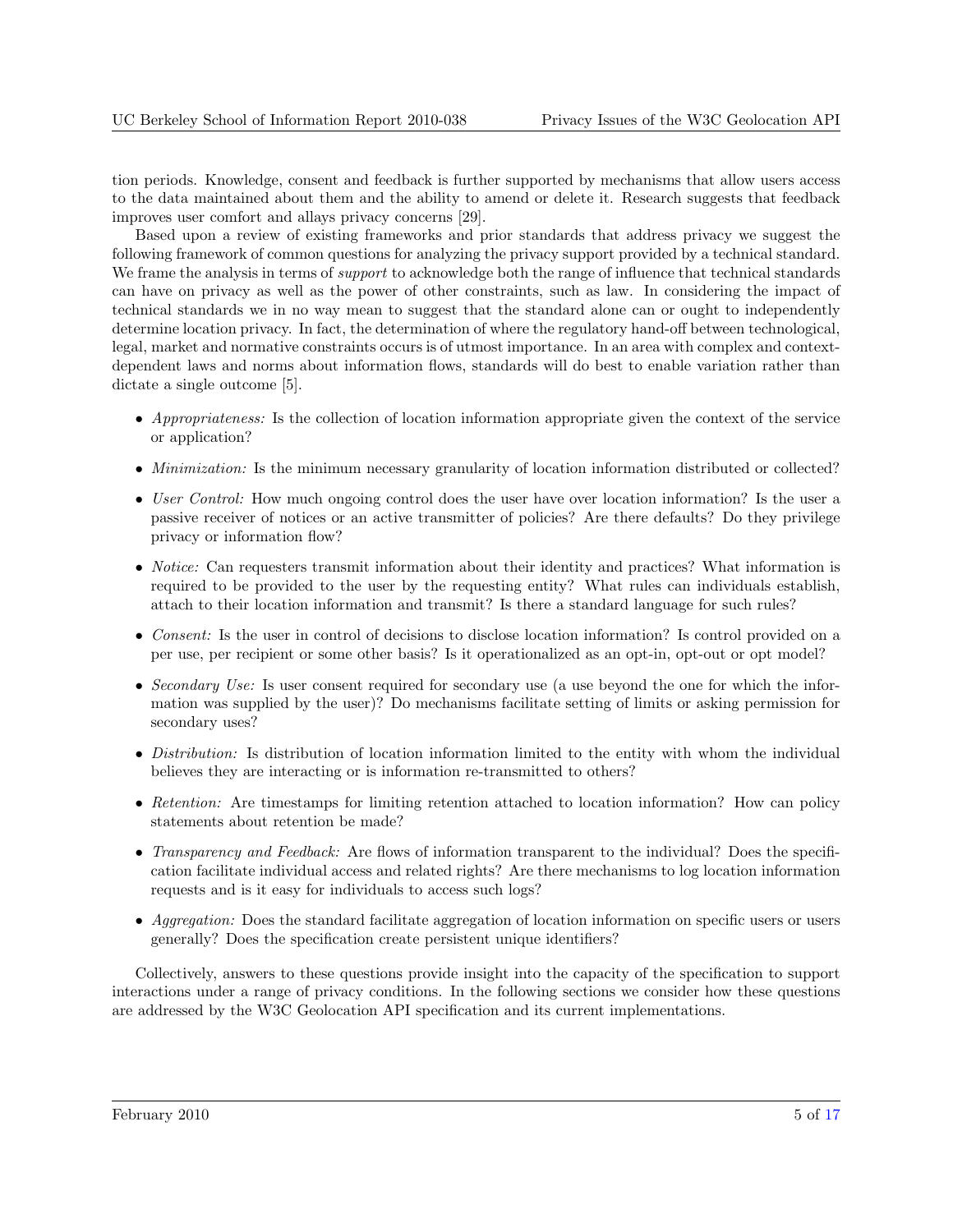tion periods. Knowledge, consent and feedback is further supported by mechanisms that allow users access to the data maintained about them and the ability to amend or delete it. Research suggests that feedback improves user comfort and allays privacy concerns [29].

Based upon a review of existing frameworks and prior standards that address privacy we suggest the following framework of common questions for analyzing the privacy support provided by a technical standard. We frame the analysis in terms of *support* to acknowledge both the range of influence that technical standards can have on privacy as well as the power of other constraints, such as law. In considering the impact of technical standards we in no way mean to suggest that the standard alone can or ought to independently determine location privacy. In fact, the determination of where the regulatory hand-off between technological, legal, market and normative constraints occurs is of utmost importance. In an area with complex and context-dependent laws and norms about information flows, standards will do best to enable variation rather than dictate a single outcome [5].

- *Appropriateness:* Is the collection of location information appropriate given the context of the service or application?
- *Minimization:* Is the minimum necessary granularity of location information distributed or collected?
- *User Control:* How much ongoing control does the user have over location information? Is the user a passive receiver of notices or an active transmitter of policies? Are there defaults? Do they privilege privacy or information flow?
- *Notice:* Can requesters transmit information about their identity and practices? What information is required to be provided to the user by the requesting entity? What rules can individuals establish, attach to their location information and transmit? Is there a standard language for such rules?
- *Consent:* Is the user in control of decisions to disclose location information? Is control provided on a per use, per recipient or some other basis? Is it operationalized as an opt-in, opt-out or opt model?
- *Secondary Use:* Is user consent required for secondary use (a use beyond the one for which the information was supplied by the user)? Do mechanisms facilitate setting of limits or asking permission for secondary uses?
- *Distribution:* Is distribution of location information limited to the entity with whom the individual believes they are interacting or is information re-transmitted to others?
- *Retention:* Are timestamps for limiting retention attached to location information? How can policy statements about retention be made?
- *Transparency and Feedback:* Are flows of information transparent to the individual? Does the specification facilitate individual access and related rights? Are there mechanisms to log location information requests and is it easy for individuals to access such logs?
- *Aggregation:* Does the standard facilitate aggregation of location information on specific users or users generally? Does the specification create persistent unique identifiers?

Collectively, answers to these questions provide insight into the capacity of the specification to support interactions under a range of privacy conditions. In the following sections we consider how these questions are addressed by the W3C Geolocation API specification and its current implementations.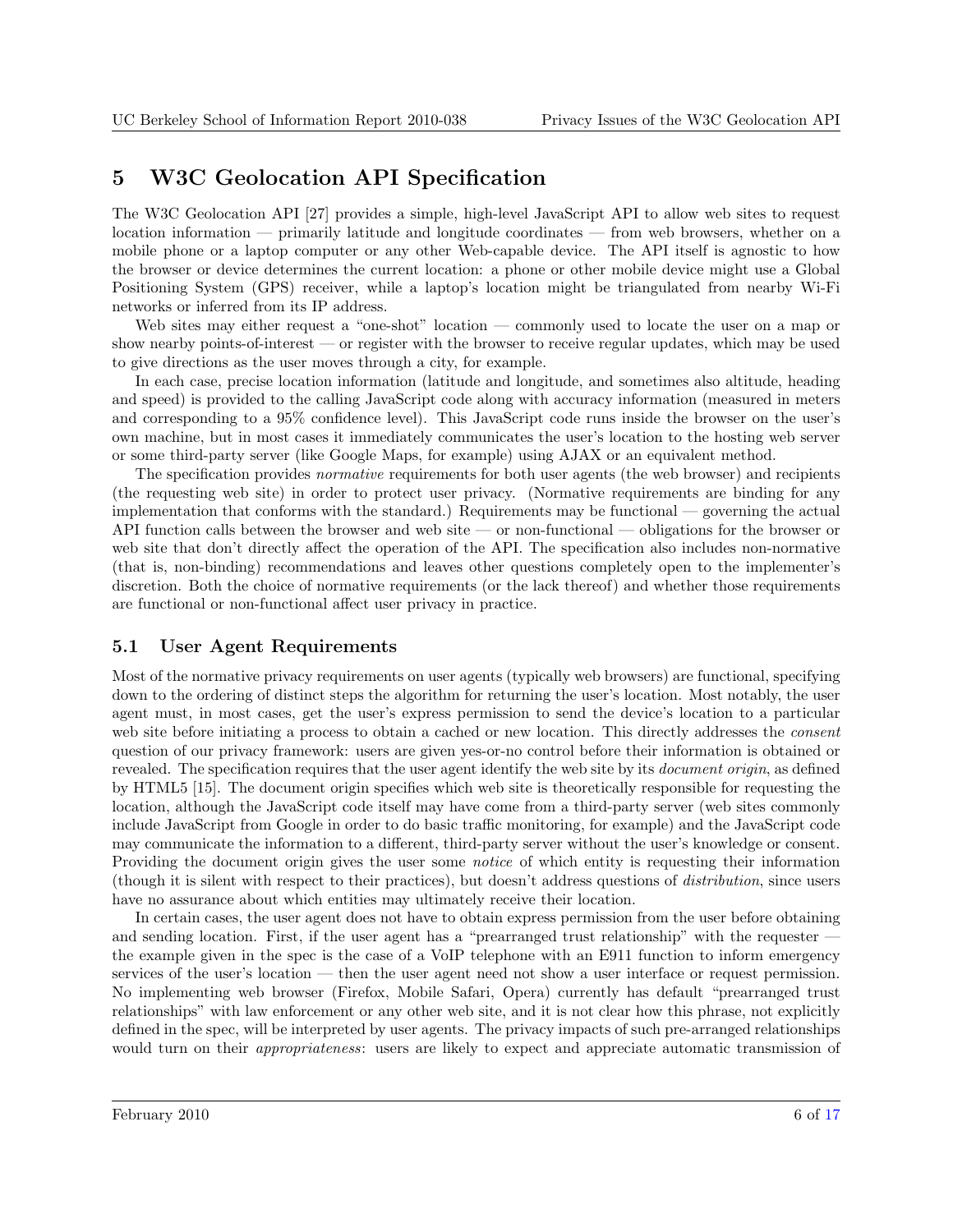## 5 W3C Geolocation API Specification

The W3C Geolocation API [27] provides a simple, high-level JavaScript API to allow web sites to request location information — primarily latitude and longitude coordinates — from web browsers, whether on a mobile phone or a laptop computer or any other Web-capable device. The API itself is agnostic to how the browser or device determines the current location: a phone or other mobile device might use a Global Positioning System (GPS) receiver, while a laptop's location might be triangulated from nearby Wi-Fi networks or inferred from its IP address.

Web sites may either request a "one-shot" location — commonly used to locate the user on a map or show nearby points-of-interest — or register with the browser to receive regular updates, which may be used to give directions as the user moves through a city, for example.

In each case, precise location information (latitude and longitude, and sometimes also altitude, heading and speed) is provided to the calling JavaScript code along with accuracy information (measured in meters and corresponding to a 95% confidence level). This JavaScript code runs inside the browser on the user's own machine, but in most cases it immediately communicates the user's location to the hosting web server or some third-party server (like Google Maps, for example) using AJAX or an equivalent method.

The specification provides *normative* requirements for both user agents (the web browser) and recipients (the requesting web site) in order to protect user privacy. (Normative requirements are binding for any implementation that conforms with the standard.) Requirements may be functional — governing the actual API function calls between the browser and web site — or non-functional — obligations for the browser or web site that don't directly affect the operation of the API. The specification also includes non-normative (that is, non-binding) recommendations and leaves other questions completely open to the implementer's discretion. Both the choice of normative requirements (or the lack thereof) and whether those requirements are functional or non-functional affect user privacy in practice.

### 5.1 User Agent Requirements

Most of the normative privacy requirements on user agents (typically web browsers) are functional, specifying down to the ordering of distinct steps the algorithm for returning the user's location. Most notably, the user agent must, in most cases, get the user's express permission to send the device's location to a particular web site before initiating a process to obtain a cached or new location. This directly addresses the *consent* question of our privacy framework: users are given yes-or-no control before their information is obtained or revealed. The specification requires that the user agent identify the web site by its *document origin*, as defined by HTML5 [15]. The document origin specifies which web site is theoretically responsible for requesting the location, although the JavaScript code itself may have come from a third-party server (web sites commonly include JavaScript from Google in order to do basic traffic monitoring, for example) and the JavaScript code may communicate the information to a different, third-party server without the user's knowledge or consent. Providing the document origin gives the user some *notice* of which entity is requesting their information (though it is silent with respect to their practices), but doesn't address questions of *distribution*, since users have no assurance about which entities may ultimately receive their location.

In certain cases, the user agent does not have to obtain express permission from the user before obtaining and sending location. First, if the user agent has a "prearranged trust relationship" with the requester — the example given in the spec is the case of a VoIP telephone with an E911 function to inform emergency services of the user's location — then the user agent need not show a user interface or request permission. No implementing web browser (Firefox, Mobile Safari, Opera) currently has default "prearranged trust relationships" with law enforcement or any other web site, and it is not clear how this phrase, not explicitly defined in the spec, will be interpreted by user agents. The privacy impacts of such pre-arranged relationships would turn on their *appropriateness*: users are likely to expect and appreciate automatic transmission of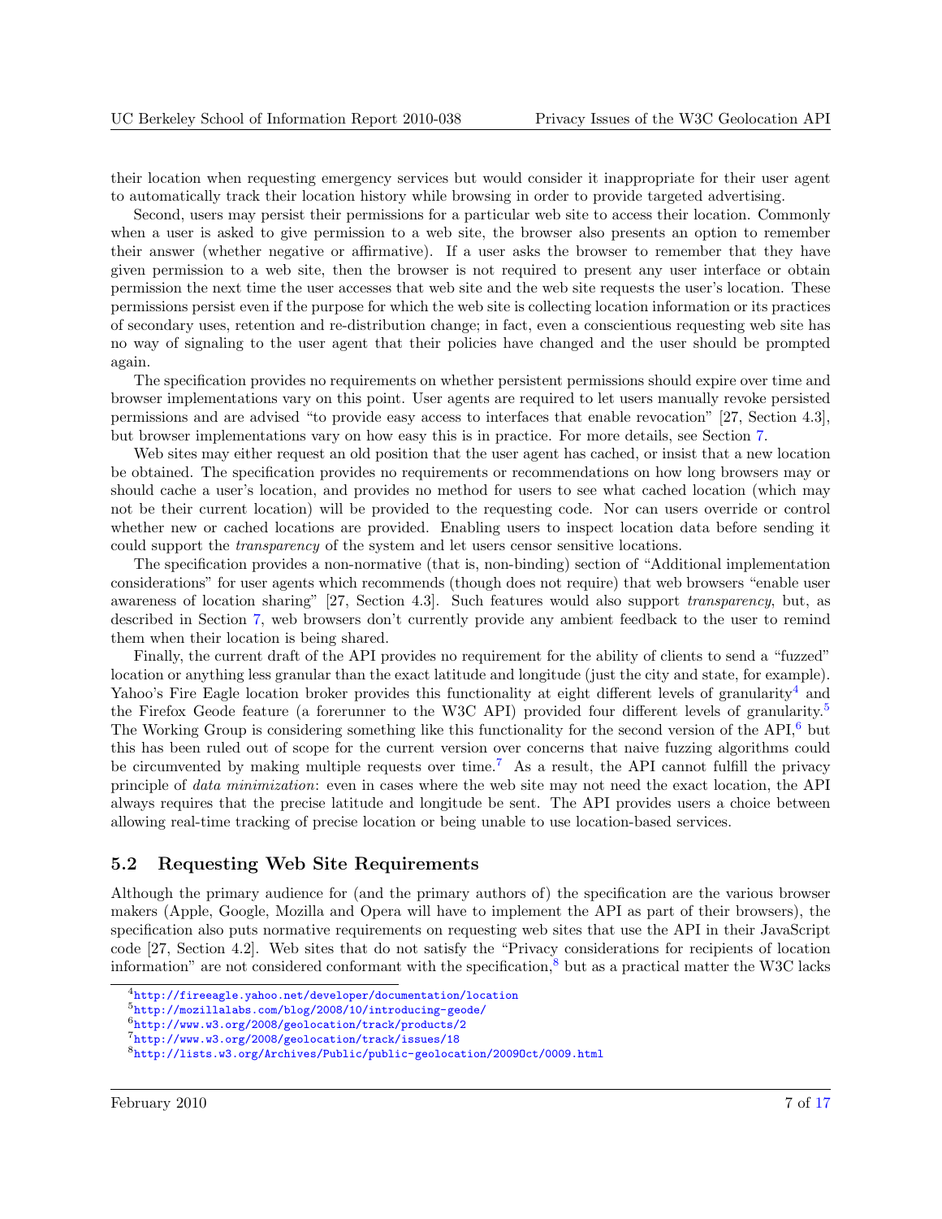their location when requesting emergency services but would consider it inappropriate for their user agent to automatically track their location history while browsing in order to provide targeted advertising.

Second, users may persist their permissions for a particular web site to access their location. Commonly when a user is asked to give permission to a web site, the browser also presents an option to remember their answer (whether negative or affirmative). If a user asks the browser to remember that they have given permission to a web site, then the browser is not required to present any user interface or obtain permission the next time the user accesses that web site and the web site requests the user's location. These permissions persist even if the purpose for which the web site is collecting location information or its practices of secondary uses, retention and re-distribution change; in fact, even a conscientious requesting web site has no way of signaling to the user agent that their policies have changed and the user should be prompted again.

The specification provides no requirements on whether persistent permissions should expire over time and browser implementations vary on this point. User agents are required to let users manually revoke persisted permissions and are advised "to provide easy access to interfaces that enable revocation" [27, Section 4.3], but browser implementations vary on how easy this is in practice. For more details, see Section 7.

Web sites may either request an old position that the user agent has cached, or insist that a new location be obtained. The specification provides no requirements or recommendations on how long browsers may or should cache a user's location, and provides no method for users to see what cached location (which may not be their current location) will be provided to the requesting code. Nor can users override or control whether new or cached locations are provided. Enabling users to inspect location data before sending it could support the *transparency* of the system and let users censor sensitive locations.

The specification provides a non-normative (that is, non-binding) section of "Additional implementation considerations" for user agents which recommends (though does not require) that web browsers "enable user awareness of location sharing" [27, Section 4.3]. Such features would also support *transparency*, but, as described in Section 7, web browsers don't currently provide any ambient feedback to the user to remind them when their location is being shared.

Finally, the current draft of the API provides no requirement for the ability of clients to send a "fuzzed" location or anything less granular than the exact latitude and longitude (just the city and state, for example). Yahoo's Fire Eagle location broker provides this functionality at eight different levels of granularity[4] and the Firefox Geode feature (a forerunner to the W3C API) provided four different levels of granularity.[5] The Working Group is considering something like this functionality for the second version of the API,[6] but this has been ruled out of scope for the current version over concerns that naive fuzzing algorithms could be circumvented by making multiple requests over time.[7] As a result, the API cannot fulfill the privacy principle of *data minimization*: even in cases where the web site may not need the exact location, the API always requires that the precise latitude and longitude be sent. The API provides users a choice between allowing real-time tracking of precise location or being unable to use location-based services.

## 5.2 Requesting Web Site Requirements

Although the primary audience for (and the primary authors of) the specification are the various browser makers (Apple, Google, Mozilla and Opera will have to implement the API as part of their browsers), the specification also puts normative requirements on requesting web sites that use the API in their JavaScript code [27, Section 4.2]. Web sites that do not satisfy the "Privacy considerations for recipients of location information" are not considered conformant with the specification,[8] but as a practical matter the W3C lacks

[4] http://fireeagle.yahoo.net/developer/documentation/location

[5] http://mozillalabs.com/blog/2008/10/introducing-geode/

[6] http://www.w3.org/2008/geolocation/track/products/2

[7] http://www.w3.org/2008/geolocation/track/issues/18

[8] http://lists.w3.org/Archives/Public/public-geolocation/2009Oct/0009.html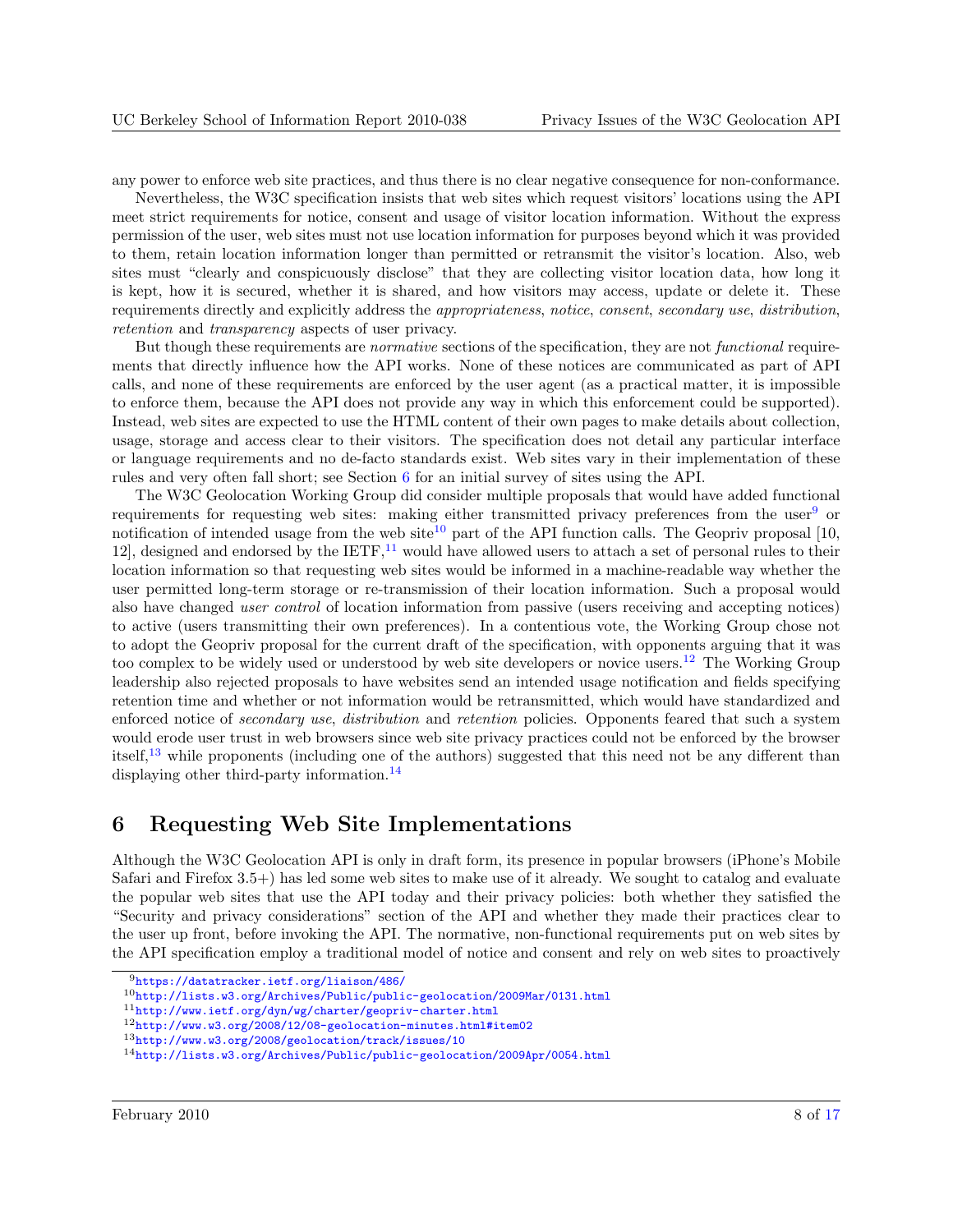any power to enforce web site practices, and thus there is no clear negative consequence for non-conformance.

Nevertheless, the W3C specification insists that web sites which request visitors' locations using the API meet strict requirements for notice, consent and usage of visitor location information. Without the express permission of the user, web sites must not use location information for purposes beyond which it was provided to them, retain location information longer than permitted or retransmit the visitor's location. Also, web sites must "clearly and conspicuously disclose" that they are collecting visitor location data, how long it is kept, how it is secured, whether it is shared, and how visitors may access, update or delete it. These requirements directly and explicitly address the *appropriateness*, *notice*, *consent*, *secondary use*, *distribution*, *retention* and *transparency* aspects of user privacy.

But though these requirements are *normative* sections of the specification, they are not *functional* requirements that directly influence how the API works. None of these notices are communicated as part of API calls, and none of these requirements are enforced by the user agent (as a practical matter, it is impossible to enforce them, because the API does not provide any way in which this enforcement could be supported). Instead, web sites are expected to use the HTML content of their own pages to make details about collection, usage, storage and access clear to their visitors. The specification does not detail any particular interface or language requirements and no de-facto standards exist. Web sites vary in their implementation of these rules and very often fall short; see Section 6 for an initial survey of sites using the API.

The W3C Geolocation Working Group did consider multiple proposals that would have added functional requirements for requesting web sites: making either transmitted privacy preferences from the user[9] or notification of intended usage from the web site[10] part of the API function calls. The Geopriv proposal [10, 12], designed and endorsed by the IETF,[11] would have allowed users to attach a set of personal rules to their location information so that requesting web sites would be informed in a machine-readable way whether the user permitted long-term storage or re-transmission of their location information. Such a proposal would also have changed *user control* of location information from passive (users receiving and accepting notices) to active (users transmitting their own preferences). In a contentious vote, the Working Group chose not to adopt the Geopriv proposal for the current draft of the specification, with opponents arguing that it was too complex to be widely used or understood by web site developers or novice users.[12] The Working Group leadership also rejected proposals to have websites send an intended usage notification and fields specifying retention time and whether or not information would be retransmitted, which would have standardized and enforced notice of *secondary use*, *distribution* and *retention* policies. Opponents feared that such a system would erode user trust in web browsers since web site privacy practices could not be enforced by the browser itself,[13] while proponents (including one of the authors) suggested that this need not be any different than displaying other third-party information.[14]

# 6 Requesting Web Site Implementations

Although the W3C Geolocation API is only in draft form, its presence in popular browsers (iPhone's Mobile Safari and Firefox 3.5+) has led some web sites to make use of it already. We sought to catalog and evaluate the popular web sites that use the API today and their privacy policies: both whether they satisfied the "Security and privacy considerations" section of the API and whether they made their practices clear to the user up front, before invoking the API. The normative, non-functional requirements put on web sites by the API specification employ a traditional model of notice and consent and rely on web sites to proactively

[9] https://datatracker.ietf.org/liaison/486/

[10] http://lists.w3.org/Archives/Public/public-geolocation/2009Mar/0131.html

[11] http://www.ietf.org/dyn/wg/charter/geopriv-charter.html

[12] http://www.w3.org/2008/12/08-geolocation-minutes.html#item02

[13] http://www.w3.org/2008/geolocation/track/issues/10

[14] http://lists.w3.org/Archives/Public/public-geolocation/2009Apr/0054.html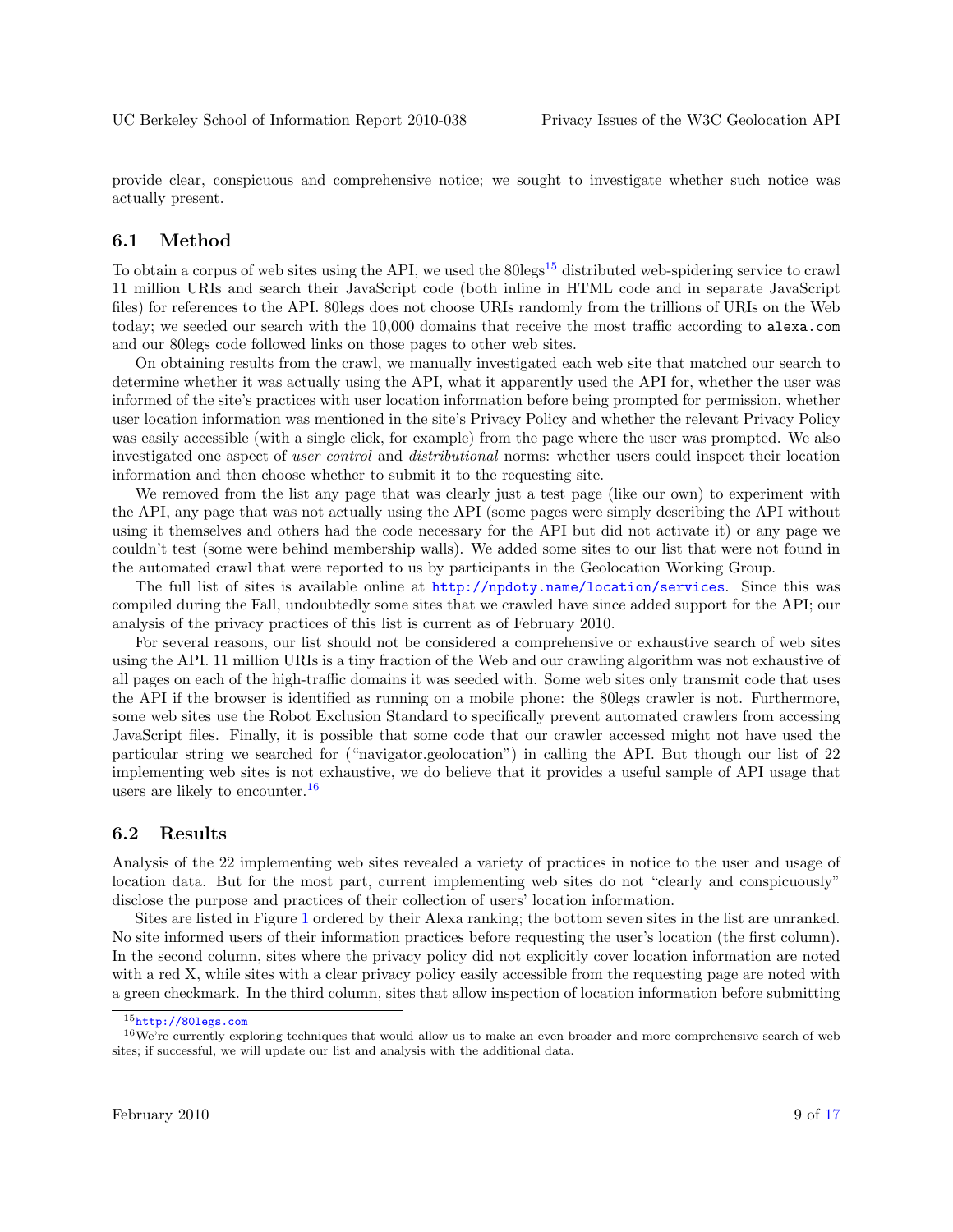provide clear, conspicuous and comprehensive notice; we sought to investigate whether such notice was actually present.

## 6.1 Method

To obtain a corpus of web sites using the API, we used the 80legs[15] distributed web-spidering service to crawl 11 million URIs and search their JavaScript code (both inline in HTML code and in separate JavaScript files) for references to the API. 80legs does not choose URIs randomly from the trillions of URIs on the Web today; we seeded our search with the 10,000 domains that receive the most traffic according to `alexa.com` and our 80legs code followed links on those pages to other web sites.

On obtaining results from the crawl, we manually investigated each web site that matched our search to determine whether it was actually using the API, what it apparently used the API for, whether the user was informed of the site's practices with user location information before being prompted for permission, whether user location information was mentioned in the site's Privacy Policy and whether the relevant Privacy Policy was easily accessible (with a single click, for example) from the page where the user was prompted. We also investigated one aspect of *user control* and *distributional* norms: whether users could inspect their location information and then choose whether to submit it to the requesting site.

We removed from the list any page that was clearly just a test page (like our own) to experiment with the API, any page that was not actually using the API (some pages were simply describing the API without using it themselves and others had the code necessary for the API but did not activate it) or any page we couldn't test (some were behind membership walls). We added some sites to our list that were not found in the automated crawl that were reported to us by participants in the Geolocation Working Group.

The full list of sites is available online at http://npdoty.name/location/services. Since this was compiled during the Fall, undoubtedly some sites that we crawled have since added support for the API; our analysis of the privacy practices of this list is current as of February 2010.

For several reasons, our list should not be considered a comprehensive or exhaustive search of web sites using the API. 11 million URIs is a tiny fraction of the Web and our crawling algorithm was not exhaustive of all pages on each of the high-traffic domains it was seeded with. Some web sites only transmit code that uses the API if the browser is identified as running on a mobile phone: the 80legs crawler is not. Furthermore, some web sites use the Robot Exclusion Standard to specifically prevent automated crawlers from accessing JavaScript files. Finally, it is possible that some code that our crawler accessed might not have used the particular string we searched for ("navigator.geolocation") in calling the API. But though our list of 22 implementing web sites is not exhaustive, we do believe that it provides a useful sample of API usage that users are likely to encounter.[16]

## 6.2 Results

Analysis of the 22 implementing web sites revealed a variety of practices in notice to the user and usage of location data. But for the most part, current implementing web sites do not "clearly and conspicuously" disclose the purpose and practices of their collection of users' location information.

Sites are listed in Figure 1 ordered by their Alexa ranking; the bottom seven sites in the list are unranked. No site informed users of their information practices before requesting the user's location (the first column). In the second column, sites where the privacy policy did not explicitly cover location information are noted with a red X, while sites with a clear privacy policy easily accessible from the requesting page are noted with a green checkmark. In the third column, sites that allow inspection of location information before submitting

[15] http://80legs.com

[16] We're currently exploring techniques that would allow us to make an even broader and more comprehensive search of web sites; if successful, we will update our list and analysis with the additional data.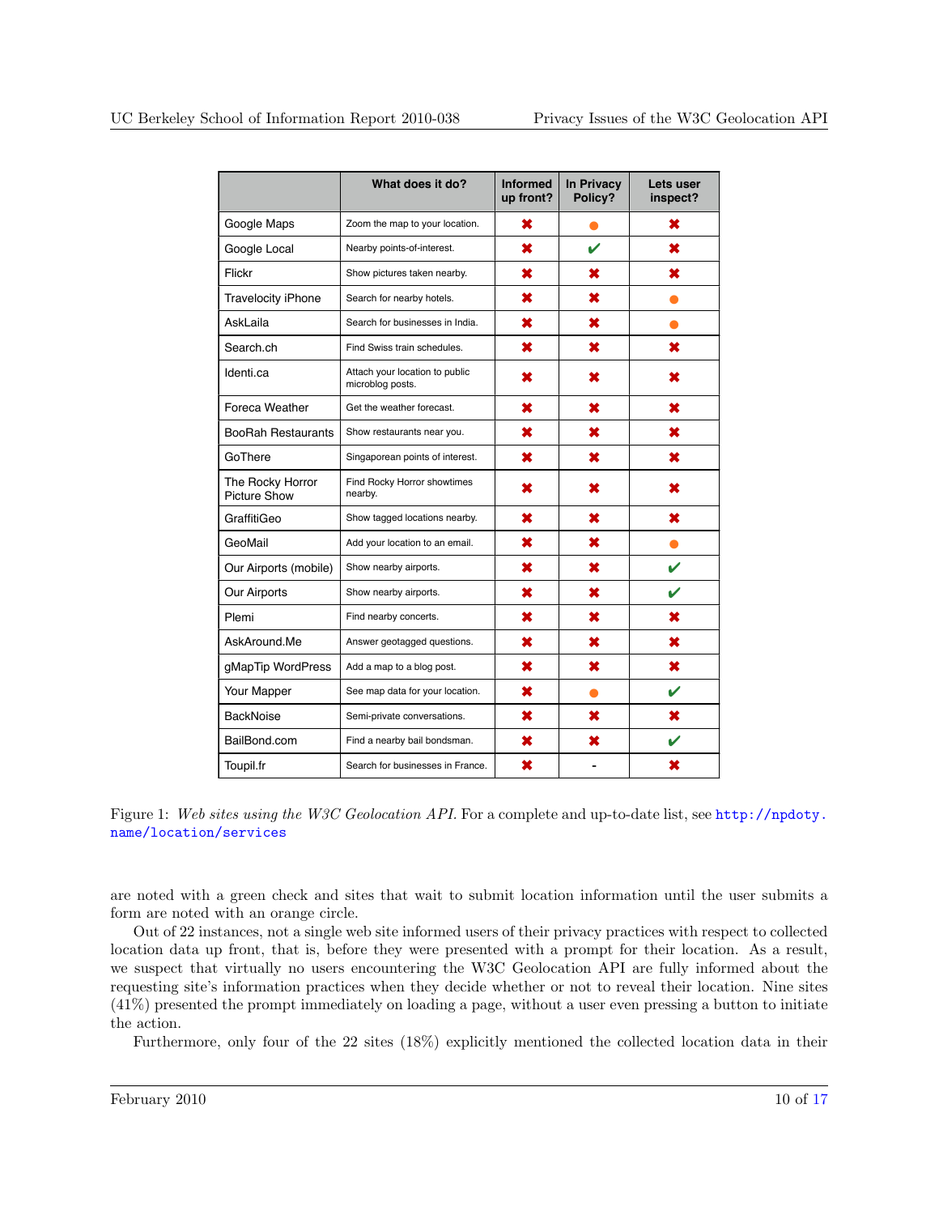|  | What does it do? | Informed up front? | In Privacy Policy? | Lets user inspect? |
|---|---|---|---|---|
| Google Maps | Zoom the map to your location. | ✖ | ● | ✖ |
| Google Local | Nearby points-of-interest. | ✖ | ✔ | ✖ |
| Flickr | Show pictures taken nearby. | ✖ | ✖ | ✖ |
| Travelocity iPhone | Search for nearby hotels. | ✖ | ✖ | ● |
| AskLaila | Search for businesses in India. | ✖ | ✖ | ● |
| Search.ch | Find Swiss train schedules. | ✖ | ✖ | ✖ |
| Identi.ca | Attach your location to public microblog posts. | ✖ | ✖ | ✖ |
| Foreca Weather | Get the weather forecast. | ✖ | ✖ | ✖ |
| BooRah Restaurants | Show restaurants near you. | ✖ | ✖ | ✖ |
| GoThere | Singaporean points of interest. | ✖ | ✖ | ✖ |
| The Rocky Horror Picture Show | Find Rocky Horror showtimes nearby. | ✖ | ✖ | ✖ |
| GraffitiGeo | Show tagged locations nearby. | ✖ | ✖ | ✖ |
| GeoMail | Add your location to an email. | ✖ | ✖ | ● |
| Our Airports (mobile) | Show nearby airports. | ✖ | ✖ | ✔ |
| Our Airports | Show nearby airports. | ✖ | ✖ | ✔ |
| Plemi | Find nearby concerts. | ✖ | ✖ | ✖ |
| AskAround.Me | Answer geotagged questions. | ✖ | ✖ | ✖ |
| gMapTip WordPress | Add a map to a blog post. | ✖ | ✖ | ✖ |
| Your Mapper | See map data for your location. | ✖ | ● | ✔ |
| BackNoise | Semi-private conversations. | ✖ | ✖ | ✖ |
| BailBond.com | Find a nearby bail bondsman. | ✖ | ✖ | ✔ |
| Toupil.fr | Search for businesses in France. | ✖ | - | ✖ |

Figure 1: *Web sites using the W3C Geolocation API.* For a complete and up-to-date list, see http://npdoty.name/location/services

are noted with a green check and sites that wait to submit location information until the user submits a form are noted with an orange circle.

Out of 22 instances, not a single web site informed users of their privacy practices with respect to collected location data up front, that is, before they were presented with a prompt for their location. As a result, we suspect that virtually no users encountering the W3C Geolocation API are fully informed about the requesting site's information practices when they decide whether or not to reveal their location. Nine sites (41%) presented the prompt immediately on loading a page, without a user even pressing a button to initiate the action.

Furthermore, only four of the 22 sites (18%) explicitly mentioned the collected location data in their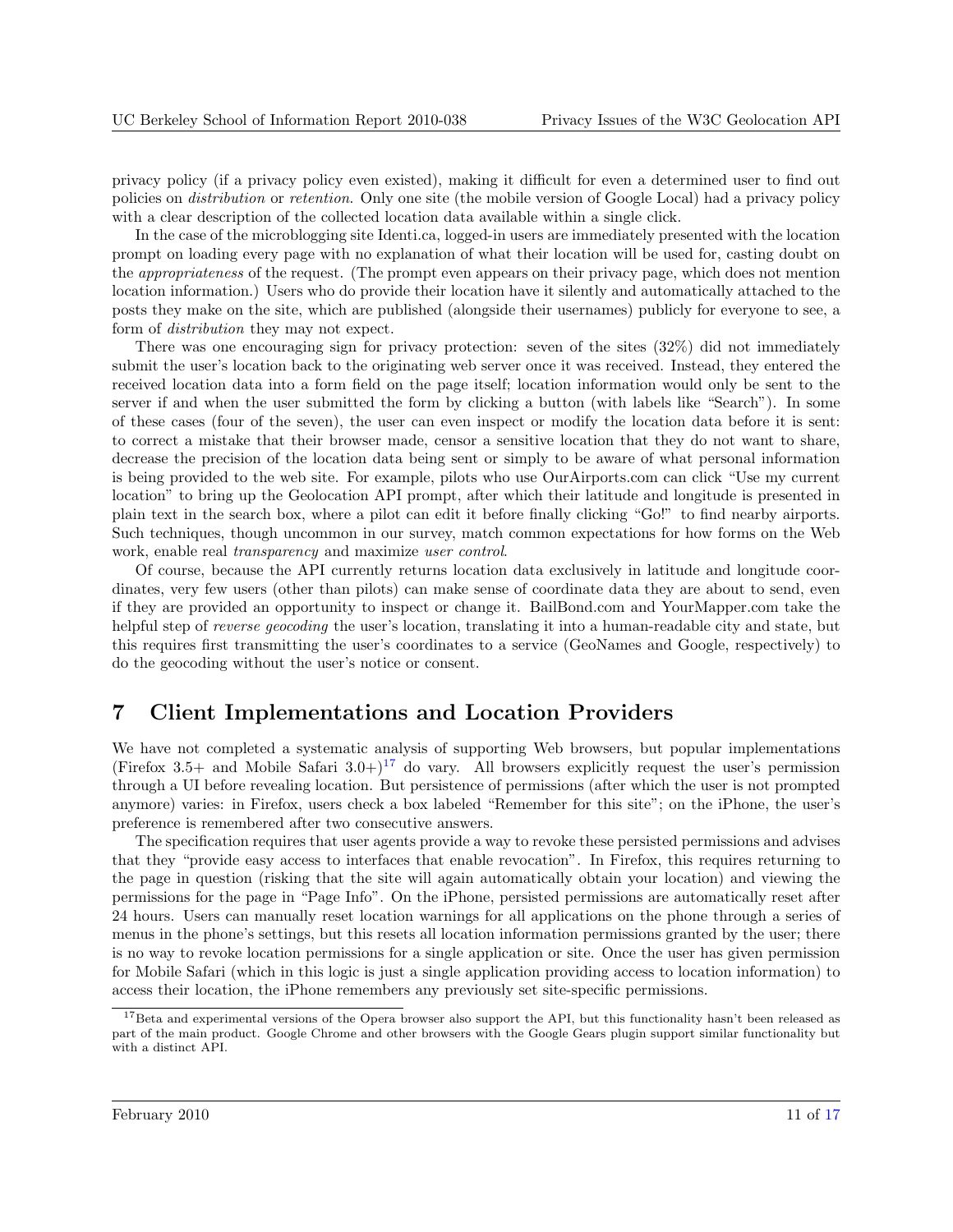privacy policy (if a privacy policy even existed), making it difficult for even a determined user to find out policies on *distribution* or *retention*. Only one site (the mobile version of Google Local) had a privacy policy with a clear description of the collected location data available within a single click.

In the case of the microblogging site Identi.ca, logged-in users are immediately presented with the location prompt on loading every page with no explanation of what their location will be used for, casting doubt on the *appropriateness* of the request. (The prompt even appears on their privacy page, which does not mention location information.) Users who do provide their location have it silently and automatically attached to the posts they make on the site, which are published (alongside their usernames) publicly for everyone to see, a form of *distribution* they may not expect.

There was one encouraging sign for privacy protection: seven of the sites (32%) did not immediately submit the user's location back to the originating web server once it was received. Instead, they entered the received location data into a form field on the page itself; location information would only be sent to the server if and when the user submitted the form by clicking a button (with labels like "Search"). In some of these cases (four of the seven), the user can even inspect or modify the location data before it is sent: to correct a mistake that their browser made, censor a sensitive location that they do not want to share, decrease the precision of the location data being sent or simply to be aware of what personal information is being provided to the web site. For example, pilots who use OurAirports.com can click "Use my current location" to bring up the Geolocation API prompt, after which their latitude and longitude is presented in plain text in the search box, where a pilot can edit it before finally clicking "Go!" to find nearby airports. Such techniques, though uncommon in our survey, match common expectations for how forms on the Web work, enable real *transparency* and maximize *user control*.

Of course, because the API currently returns location data exclusively in latitude and longitude coordinates, very few users (other than pilots) can make sense of coordinate data they are about to send, even if they are provided an opportunity to inspect or change it. BailBond.com and YourMapper.com take the helpful step of *reverse geocoding* the user's location, translating it into a human-readable city and state, but this requires first transmitting the user's coordinates to a service (GeoNames and Google, respectively) to do the geocoding without the user's notice or consent.

# 7 Client Implementations and Location Providers

We have not completed a systematic analysis of supporting Web browsers, but popular implementations (Firefox 3.5+ and Mobile Safari 3.0+)[17] do vary. All browsers explicitly request the user's permission through a UI before revealing location. But persistence of permissions (after which the user is not prompted anymore) varies: in Firefox, users check a box labeled "Remember for this site"; on the iPhone, the user's preference is remembered after two consecutive answers.

The specification requires that user agents provide a way to revoke these persisted permissions and advises that they "provide easy access to interfaces that enable revocation". In Firefox, this requires returning to the page in question (risking that the site will again automatically obtain your location) and viewing the permissions for the page in "Page Info". On the iPhone, persisted permissions are automatically reset after 24 hours. Users can manually reset location warnings for all applications on the phone through a series of menus in the phone's settings, but this resets all location information permissions granted by the user; there is no way to revoke location permissions for a single application or site. Once the user has given permission for Mobile Safari (which in this logic is just a single application providing access to location information) to access their location, the iPhone remembers any previously set site-specific permissions.

[17] Beta and experimental versions of the Opera browser also support the API, but this functionality hasn't been released as part of the main product. Google Chrome and other browsers with the Google Gears plugin support similar functionality but with a distinct API.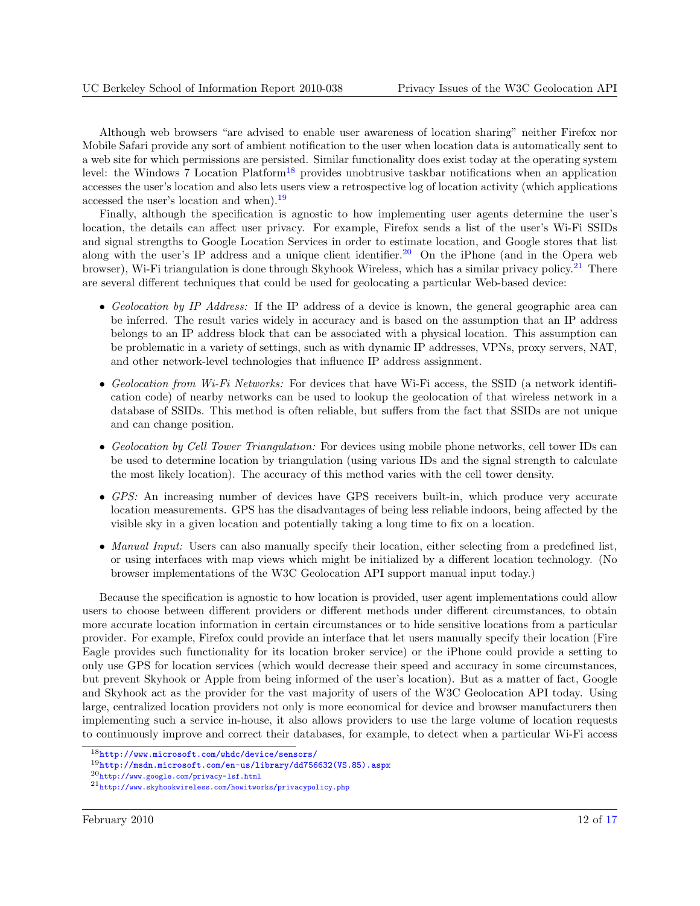Although web browsers "are advised to enable user awareness of location sharing" neither Firefox nor Mobile Safari provide any sort of ambient notification to the user when location data is automatically sent to a web site for which permissions are persisted. Similar functionality does exist today at the operating system level: the Windows 7 Location Platform[18] provides unobtrusive taskbar notifications when an application accesses the user's location and also lets users view a retrospective log of location activity (which applications accessed the user's location and when).[19]

Finally, although the specification is agnostic to how implementing user agents determine the user's location, the details can affect user privacy. For example, Firefox sends a list of the user's Wi-Fi SSIDs and signal strengths to Google Location Services in order to estimate location, and Google stores that list along with the user's IP address and a unique client identifier.[20] On the iPhone (and in the Opera web browser), Wi-Fi triangulation is done through Skyhook Wireless, which has a similar privacy policy.[21] There are several different techniques that could be used for geolocating a particular Web-based device:

- *Geolocation by IP Address:* If the IP address of a device is known, the general geographic area can be inferred. The result varies widely in accuracy and is based on the assumption that an IP address belongs to an IP address block that can be associated with a physical location. This assumption can be problematic in a variety of settings, such as with dynamic IP addresses, VPNs, proxy servers, NAT, and other network-level technologies that influence IP address assignment.
- *Geolocation from Wi-Fi Networks:* For devices that have Wi-Fi access, the SSID (a network identification code) of nearby networks can be used to lookup the geolocation of that wireless network in a database of SSIDs. This method is often reliable, but suffers from the fact that SSIDs are not unique and can change position.
- *Geolocation by Cell Tower Triangulation:* For devices using mobile phone networks, cell tower IDs can be used to determine location by triangulation (using various IDs and the signal strength to calculate the most likely location). The accuracy of this method varies with the cell tower density.
- *GPS:* An increasing number of devices have GPS receivers built-in, which produce very accurate location measurements. GPS has the disadvantages of being less reliable indoors, being affected by the visible sky in a given location and potentially taking a long time to fix on a location.
- *Manual Input:* Users can also manually specify their location, either selecting from a predefined list, or using interfaces with map views which might be initialized by a different location technology. (No browser implementations of the W3C Geolocation API support manual input today.)

Because the specification is agnostic to how location is provided, user agent implementations could allow users to choose between different providers or different methods under different circumstances, to obtain more accurate location information in certain circumstances or to hide sensitive locations from a particular provider. For example, Firefox could provide an interface that let users manually specify their location (Fire Eagle provides such functionality for its location broker service) or the iPhone could provide a setting to only use GPS for location services (which would decrease their speed and accuracy in some circumstances, but prevent Skyhook or Apple from being informed of the user's location). But as a matter of fact, Google and Skyhook act as the provider for the vast majority of users of the W3C Geolocation API today. Using large, centralized location providers not only is more economical for device and browser manufacturers then implementing such a service in-house, it also allows providers to use the large volume of location requests to continuously improve and correct their databases, for example, to detect when a particular Wi-Fi access

[18] http://www.microsoft.com/whdc/device/sensors/

[19] http://msdn.microsoft.com/en-us/library/dd756632(VS.85).aspx

[20] http://www.google.com/privacy-lsf.html

[21] http://www.skyhookwireless.com/howitworks/privacypolicy.php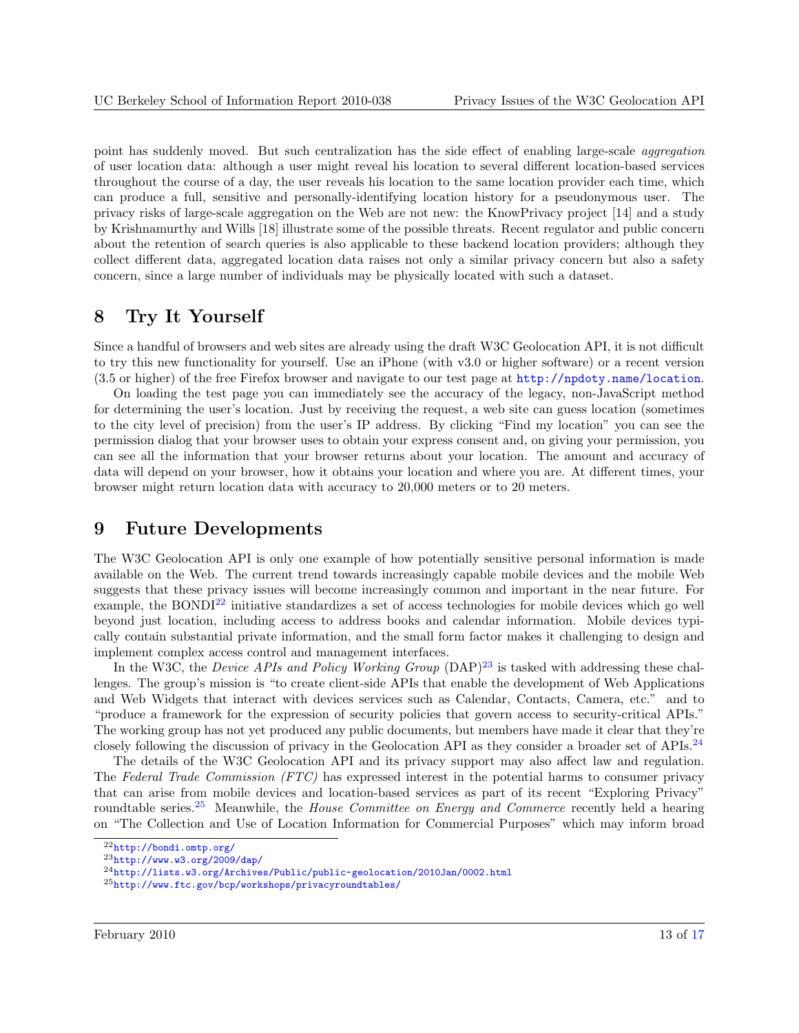point has suddenly moved. But such centralization has the side effect of enabling large-scale *aggregation* of user location data: although a user might reveal his location to several different location-based services throughout the course of a day, the user reveals his location to the same location provider each time, which can produce a full, sensitive and personally-identifying location history for a pseudonymous user. The privacy risks of large-scale aggregation on the Web are not new: the KnowPrivacy project [14] and a study by Krishnamurthy and Wills [18] illustrate some of the possible threats. Recent regulator and public concern about the retention of search queries is also applicable to these backend location providers; although they collect different data, aggregated location data raises not only a similar privacy concern but also a safety concern, since a large number of individuals may be physically located with such a dataset.

## 8 Try It Yourself

Since a handful of browsers and web sites are already using the draft W3C Geolocation API, it is not difficult to try this new functionality for yourself. Use an iPhone (with v3.0 or higher software) or a recent version (3.5 or higher) of the free Firefox browser and navigate to our test page at http://npdoty.name/location.

On loading the test page you can immediately see the accuracy of the legacy, non-JavaScript method for determining the user's location. Just by receiving the request, a web site can guess location (sometimes to the city level of precision) from the user's IP address. By clicking "Find my location" you can see the permission dialog that your browser uses to obtain your express consent and, on giving your permission, you can see all the information that your browser returns about your location. The amount and accuracy of data will depend on your browser, how it obtains your location and where you are. At different times, your browser might return location data with accuracy to 20,000 meters or to 20 meters.

## 9 Future Developments

The W3C Geolocation API is only one example of how potentially sensitive personal information is made available on the Web. The current trend towards increasingly capable mobile devices and the mobile Web suggests that these privacy issues will become increasingly common and important in the near future. For example, the BONDI[22] initiative standardizes a set of access technologies for mobile devices which go well beyond just location, including access to address books and calendar information. Mobile devices typically contain substantial private information, and the small form factor makes it challenging to design and implement complex access control and management interfaces.

In the W3C, the *Device APIs and Policy Working Group* (DAP)[23] is tasked with addressing these challenges. The group's mission is "to create client-side APIs that enable the development of Web Applications and Web Widgets that interact with devices services such as Calendar, Contacts, Camera, etc." and to "produce a framework for the expression of security policies that govern access to security-critical APIs." The working group has not yet produced any public documents, but members have made it clear that they're closely following the discussion of privacy in the Geolocation API as they consider a broader set of APIs.[24]

The details of the W3C Geolocation API and its privacy support may also affect law and regulation. The *Federal Trade Commission (FTC)* has expressed interest in the potential harms to consumer privacy that can arise from mobile devices and location-based services as part of its recent "Exploring Privacy" roundtable series.[25] Meanwhile, the *House Committee on Energy and Commerce* recently held a hearing on "The Collection and Use of Location Information for Commercial Purposes" which may inform broad

[22] http://bondi.omtp.org/
[23] http://www.w3.org/2009/dap/
[24] http://lists.w3.org/Archives/Public/public-geolocation/2010Jan/0002.html
[25] http://www.ftc.gov/bcp/workshops/privacyroundtables/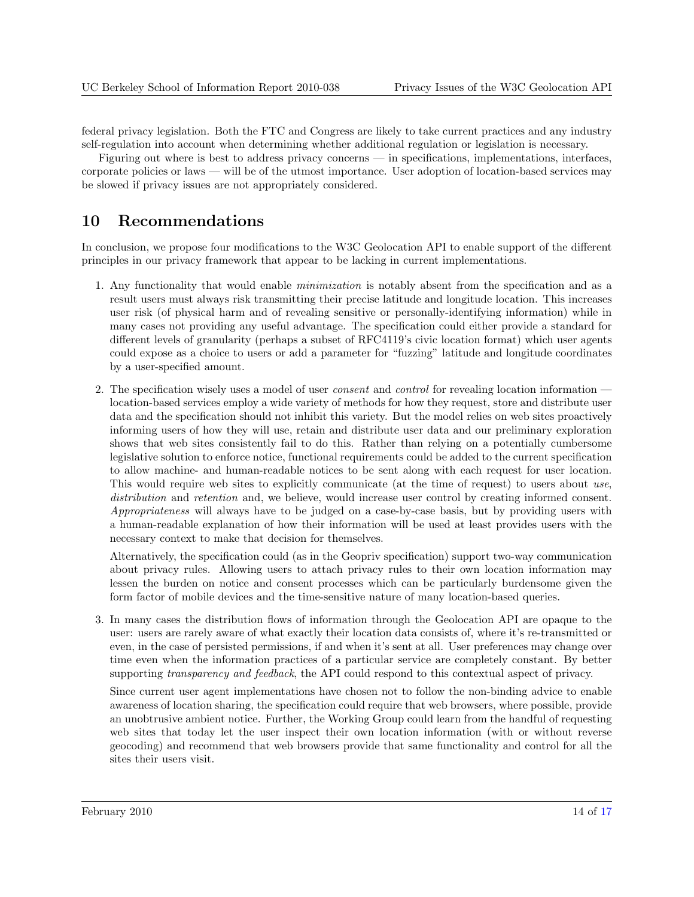federal privacy legislation. Both the FTC and Congress are likely to take current practices and any industry self-regulation into account when determining whether additional regulation or legislation is necessary.

Figuring out where is best to address privacy concerns — in specifications, implementations, interfaces, corporate policies or laws — will be of the utmost importance. User adoption of location-based services may be slowed if privacy issues are not appropriately considered.

# 10 Recommendations

In conclusion, we propose four modifications to the W3C Geolocation API to enable support of the different principles in our privacy framework that appear to be lacking in current implementations.

1. Any functionality that would enable *minimization* is notably absent from the specification and as a result users must always risk transmitting their precise latitude and longitude location. This increases user risk (of physical harm and of revealing sensitive or personally-identifying information) while in many cases not providing any useful advantage. The specification could either provide a standard for different levels of granularity (perhaps a subset of RFC4119's civic location format) which user agents could expose as a choice to users or add a parameter for "fuzzing" latitude and longitude coordinates by a user-specified amount.

2. The specification wisely uses a model of user *consent* and *control* for revealing location information — location-based services employ a wide variety of methods for how they request, store and distribute user data and the specification should not inhibit this variety. But the model relies on web sites proactively informing users of how they will use, retain and distribute user data and our preliminary exploration shows that web sites consistently fail to do this. Rather than relying on a potentially cumbersome legislative solution to enforce notice, functional requirements could be added to the current specification to allow machine- and human-readable notices to be sent along with each request for user location. This would require web sites to explicitly communicate (at the time of request) to users about *use*, *distribution* and *retention* and, we believe, would increase user control by creating informed consent. *Appropriateness* will always have to be judged on a case-by-case basis, but by providing users with a human-readable explanation of how their information will be used at least provides users with the necessary context to make that decision for themselves.

   Alternatively, the specification could (as in the Geopriv specification) support two-way communication about privacy rules. Allowing users to attach privacy rules to their own location information may lessen the burden on notice and consent processes which can be particularly burdensome given the form factor of mobile devices and the time-sensitive nature of many location-based queries.

3. In many cases the distribution flows of information through the Geolocation API are opaque to the user: users are rarely aware of what exactly their location data consists of, where it's re-transmitted or even, in the case of persisted permissions, if and when it's sent at all. User preferences may change over time even when the information practices of a particular service are completely constant. By better supporting *transparency and feedback*, the API could respond to this contextual aspect of privacy.

   Since current user agent implementations have chosen not to follow the non-binding advice to enable awareness of location sharing, the specification could require that web browsers, where possible, provide an unobtrusive ambient notice. Further, the Working Group could learn from the handful of requesting web sites that today let the user inspect their own location information (with or without reverse geocoding) and recommend that web browsers provide that same functionality and control for all the sites their users visit.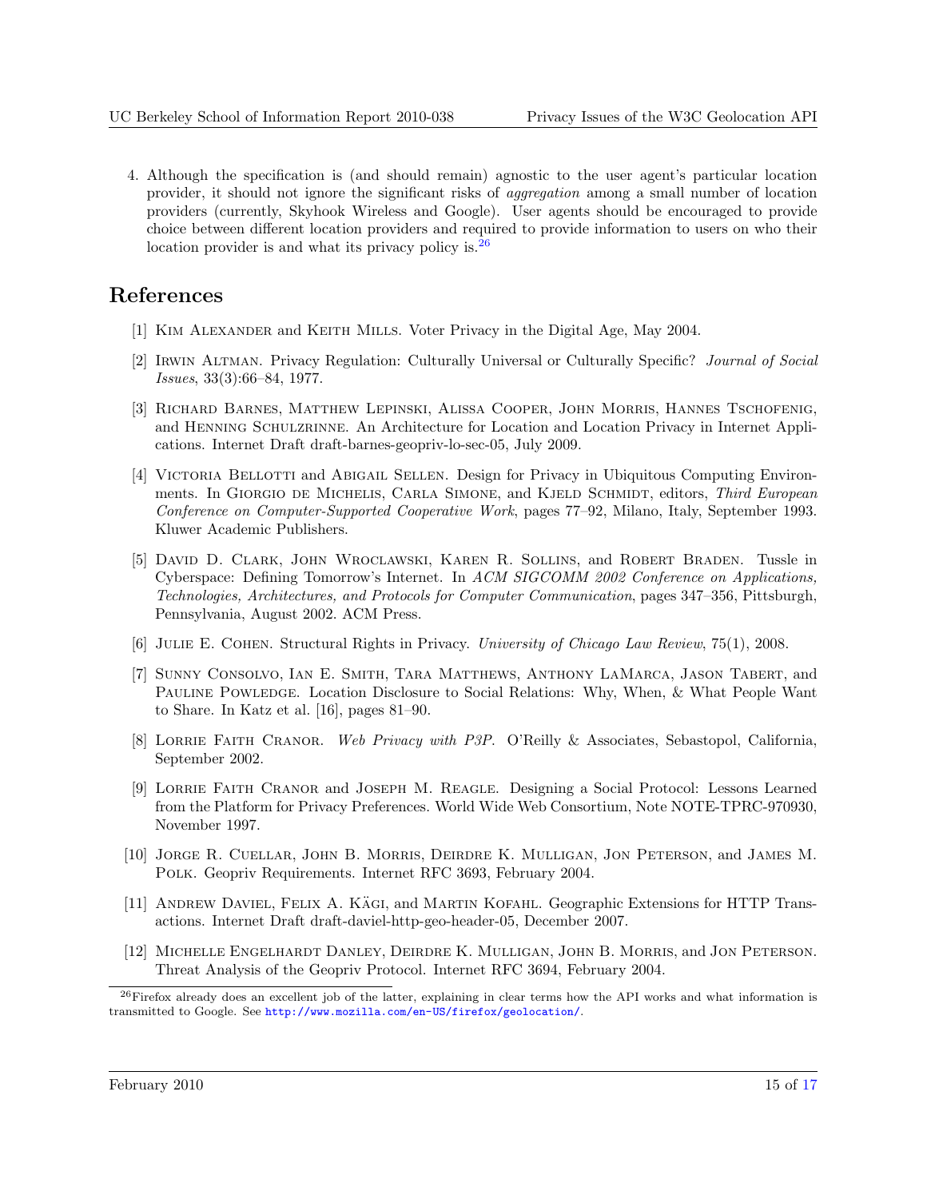4. Although the specification is (and should remain) agnostic to the user agent's particular location provider, it should not ignore the significant risks of *aggregation* among a small number of location providers (currently, Skyhook Wireless and Google). User agents should be encouraged to provide choice between different location providers and required to provide information to users on who their location provider is and what its privacy policy is.[26]

## References

[1] Kim Alexander and Keith Mills. Voter Privacy in the Digital Age, May 2004.

[2] Irwin Altman. Privacy Regulation: Culturally Universal or Culturally Specific? *Journal of Social Issues*, 33(3):66–84, 1977.

[3] Richard Barnes, Matthew Lepinski, Alissa Cooper, John Morris, Hannes Tschofenig, and Henning Schulzrinne. An Architecture for Location and Location Privacy in Internet Applications. Internet Draft draft-barnes-geopriv-lo-sec-05, July 2009.

[4] Victoria Bellotti and Abigail Sellen. Design for Privacy in Ubiquitous Computing Environments. In Giorgio de Michelis, Carla Simone, and Kjeld Schmidt, editors, *Third European Conference on Computer-Supported Cooperative Work*, pages 77–92, Milano, Italy, September 1993. Kluwer Academic Publishers.

[5] David D. Clark, John Wroclawski, Karen R. Sollins, and Robert Braden. Tussle in Cyberspace: Defining Tomorrow's Internet. In *ACM SIGCOMM 2002 Conference on Applications, Technologies, Architectures, and Protocols for Computer Communication*, pages 347–356, Pittsburgh, Pennsylvania, August 2002. ACM Press.

[6] Julie E. Cohen. Structural Rights in Privacy. *University of Chicago Law Review*, 75(1), 2008.

[7] Sunny Consolvo, Ian E. Smith, Tara Matthews, Anthony LaMarca, Jason Tabert, and Pauline Powledge. Location Disclosure to Social Relations: Why, When, & What People Want to Share. In Katz et al. [16], pages 81–90.

[8] Lorrie Faith Cranor. *Web Privacy with P3P*. O'Reilly & Associates, Sebastopol, California, September 2002.

[9] Lorrie Faith Cranor and Joseph M. Reagle. Designing a Social Protocol: Lessons Learned from the Platform for Privacy Preferences. World Wide Web Consortium, Note NOTE-TPRC-970930, November 1997.

[10] Jorge R. Cuellar, John B. Morris, Deirdre K. Mulligan, Jon Peterson, and James M. Polk. Geopriv Requirements. Internet RFC 3693, February 2004.

[11] Andrew Daviel, Felix A. Kägi, and Martin Kofahl. Geographic Extensions for HTTP Transactions. Internet Draft draft-daviel-http-geo-header-05, December 2007.

[12] Michelle Engelhardt Danley, Deirdre K. Mulligan, John B. Morris, and Jon Peterson. Threat Analysis of the Geopriv Protocol. Internet RFC 3694, February 2004.

---

[26] Firefox already does an excellent job of the latter, explaining in clear terms how the API works and what information is transmitted to Google. See http://www.mozilla.com/en-US/firefox/geolocation/.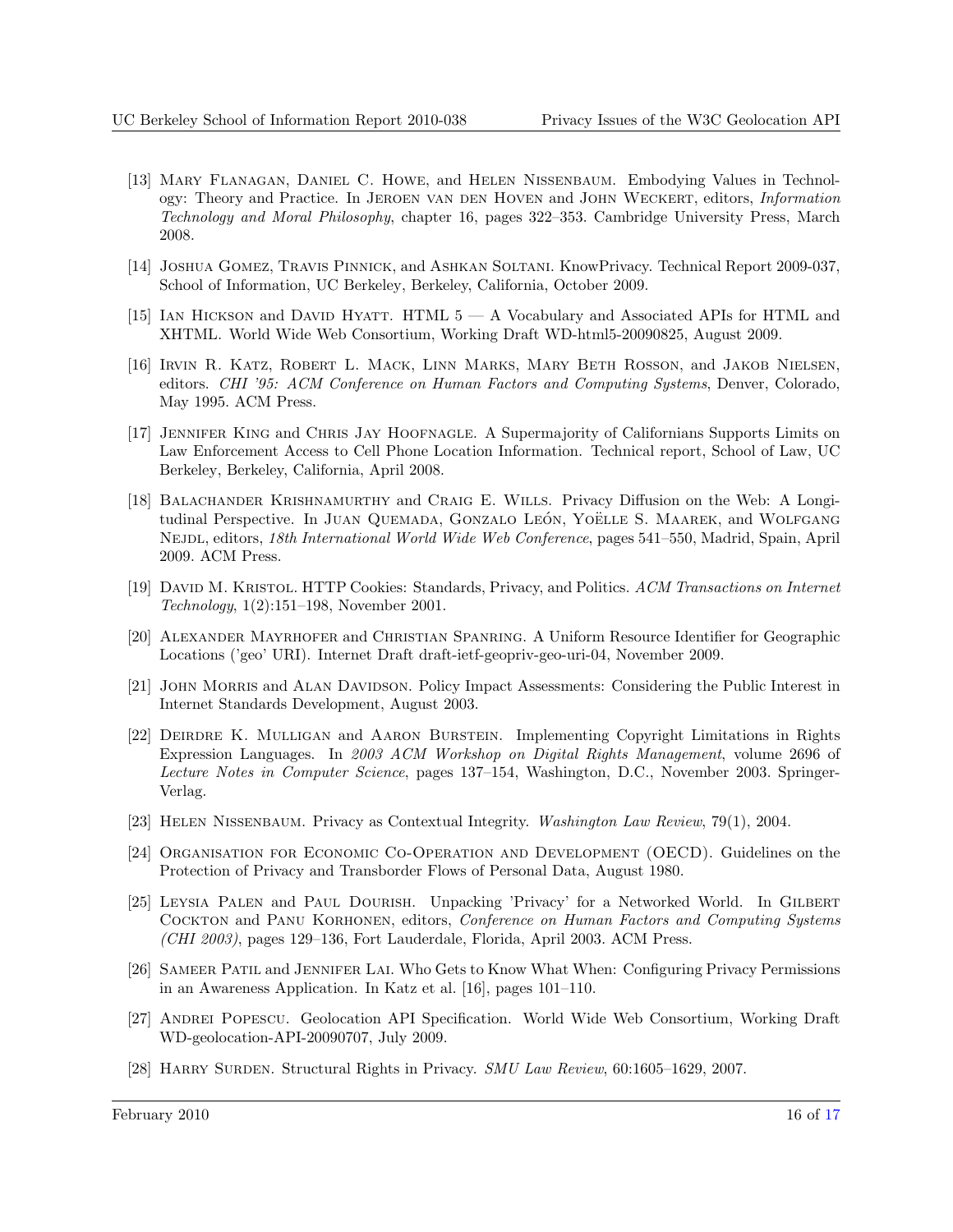[13] Mary Flanagan, Daniel C. Howe, and Helen Nissenbaum. Embodying Values in Technology: Theory and Practice. In Jeroen van den Hoven and John Weckert, editors, *Information Technology and Moral Philosophy*, chapter 16, pages 322–353. Cambridge University Press, March 2008.

[14] Joshua Gomez, Travis Pinnick, and Ashkan Soltani. KnowPrivacy. Technical Report 2009-037, School of Information, UC Berkeley, Berkeley, California, October 2009.

[15] Ian Hickson and David Hyatt. HTML 5 — A Vocabulary and Associated APIs for HTML and XHTML. World Wide Web Consortium, Working Draft WD-html5-20090825, August 2009.

[16] Irvin R. Katz, Robert L. Mack, Linn Marks, Mary Beth Rosson, and Jakob Nielsen, editors. *CHI '95: ACM Conference on Human Factors and Computing Systems*, Denver, Colorado, May 1995. ACM Press.

[17] Jennifer King and Chris Jay Hoofnagle. A Supermajority of Californians Supports Limits on Law Enforcement Access to Cell Phone Location Information. Technical report, School of Law, UC Berkeley, Berkeley, California, April 2008.

[18] Balachander Krishnamurthy and Craig E. Wills. Privacy Diffusion on the Web: A Longitudinal Perspective. In Juan Quemada, Gonzalo León, Yoëlle S. Maarek, and Wolfgang Nejdl, editors, *18th International World Wide Web Conference*, pages 541–550, Madrid, Spain, April 2009. ACM Press.

[19] David M. Kristol. HTTP Cookies: Standards, Privacy, and Politics. *ACM Transactions on Internet Technology*, 1(2):151–198, November 2001.

[20] Alexander Mayrhofer and Christian Spanring. A Uniform Resource Identifier for Geographic Locations ('geo' URI). Internet Draft draft-ietf-geopriv-geo-uri-04, November 2009.

[21] John Morris and Alan Davidson. Policy Impact Assessments: Considering the Public Interest in Internet Standards Development, August 2003.

[22] Deirdre K. Mulligan and Aaron Burstein. Implementing Copyright Limitations in Rights Expression Languages. In *2003 ACM Workshop on Digital Rights Management*, volume 2696 of *Lecture Notes in Computer Science*, pages 137–154, Washington, D.C., November 2003. Springer-Verlag.

[23] Helen Nissenbaum. Privacy as Contextual Integrity. *Washington Law Review*, 79(1), 2004.

[24] Organisation for Economic Co-Operation and Development (OECD). Guidelines on the Protection of Privacy and Transborder Flows of Personal Data, August 1980.

[25] Leysia Palen and Paul Dourish. Unpacking 'Privacy' for a Networked World. In Gilbert Cockton and Panu Korhonen, editors, *Conference on Human Factors and Computing Systems (CHI 2003)*, pages 129–136, Fort Lauderdale, Florida, April 2003. ACM Press.

[26] Sameer Patil and Jennifer Lai. Who Gets to Know What When: Configuring Privacy Permissions in an Awareness Application. In Katz et al. [16], pages 101–110.

[27] Andrei Popescu. Geolocation API Specification. World Wide Web Consortium, Working Draft WD-geolocation-API-20090707, July 2009.

[28] Harry Surden. Structural Rights in Privacy. *SMU Law Review*, 60:1605–1629, 2007.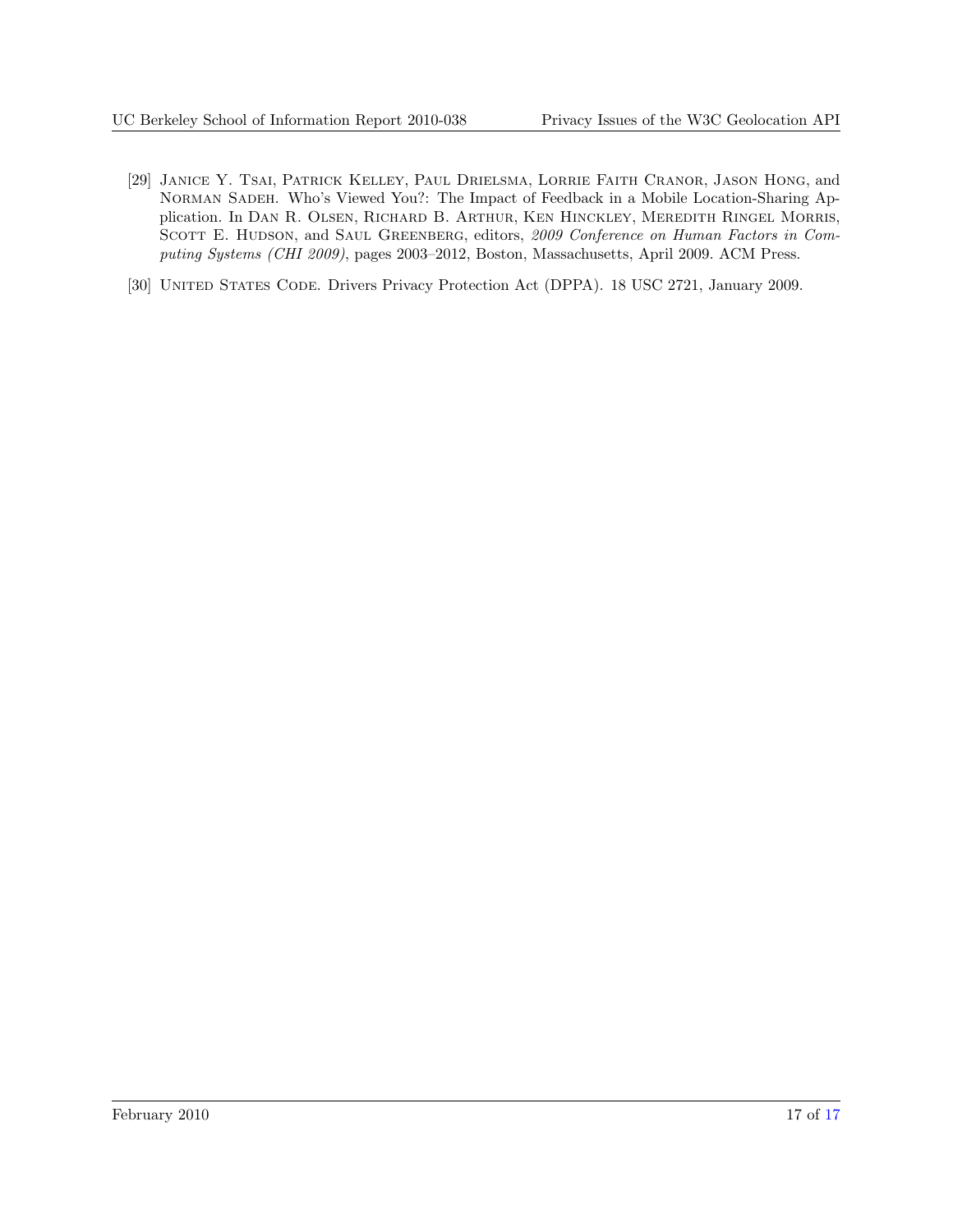[29] Janice Y. Tsai, Patrick Kelley, Paul Drielsma, Lorrie Faith Cranor, Jason Hong, and Norman Sadeh. Who's Viewed You?: The Impact of Feedback in a Mobile Location-Sharing Application. In Dan R. Olsen, Richard B. Arthur, Ken Hinckley, Meredith Ringel Morris, Scott E. Hudson, and Saul Greenberg, editors, *2009 Conference on Human Factors in Computing Systems (CHI 2009)*, pages 2003–2012, Boston, Massachusetts, April 2009. ACM Press.

[30] United States Code. Drivers Privacy Protection Act (DPPA). 18 USC 2721, January 2009.